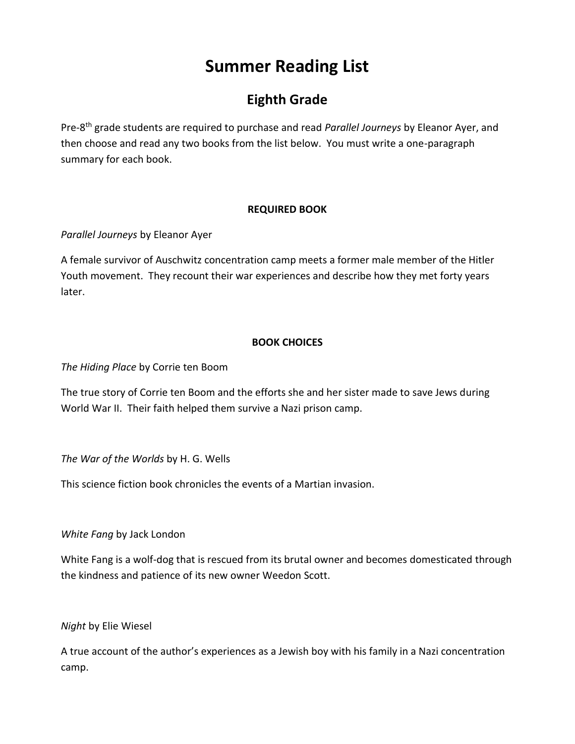# Summer Reading List

## Eighth Grade

Pre-8th grade students are required to purchase and read *Parallel Journeys* by Eleanor Ayer, and then choose and read any two books from the list below. You must write a one-paragraph summary for each book.

**REQUIRED BOOK**

*Parallel Journeys* by Eleanor Ayer

A female survivor of Auschwitz concentration camp meets a former male member of the Hitler Youth movement. They recount their war experiences and describe how they met forty years later.

**BOOK CHOICES**

*The Hiding Place* by Corrie ten Boom

The true story of Corrie ten Boom and the efforts she and her sister made to save Jews during World War II. Their faith helped them survive a Nazi prison camp.

*The War of the Worlds* by H. G. Wells

This science fiction book chronicles the events of a Martian invasion.

*White Fang* by Jack London

White Fang is a wolf-dog that is rescued from its brutal owner and becomes domesticated through the kindness and patience of its new owner Weedon Scott.

*Night* by Elie Wiesel

A true account of the author's experiences as a Jewish boy with his family in a Nazi concentration camp.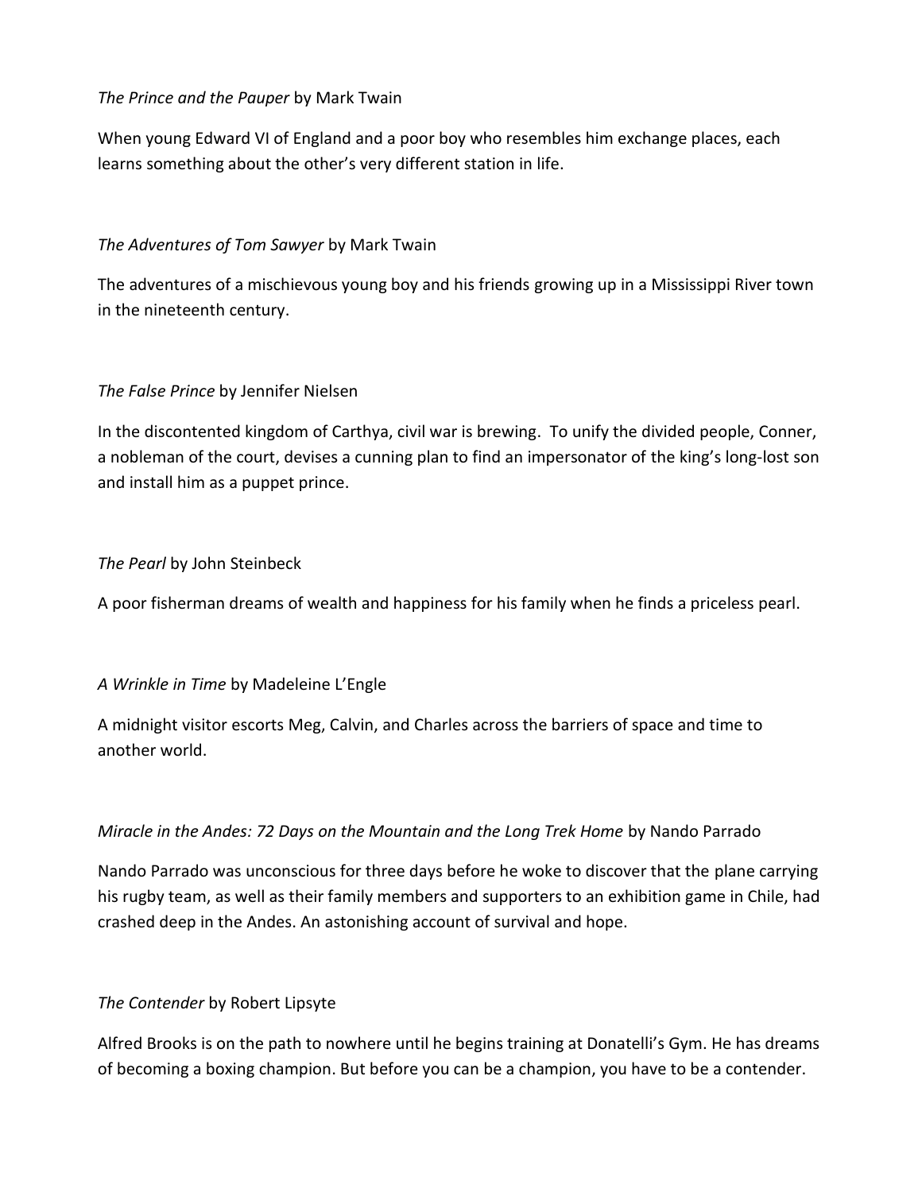*The Prince and the Pauper* by Mark Twain

When young Edward VI of England and a poor boy who resembles him exchange places, each learns something about the other's very different station in life.

*The Adventures of Tom Sawyer* by Mark Twain

The adventures of a mischievous young boy and his friends growing up in a Mississippi River town in the nineteenth century.

*The False Prince* by Jennifer Nielsen

In the discontented kingdom of Carthya, civil war is brewing. To unify the divided people, Conner, a nobleman of the court, devises a cunning plan to find an impersonator of the king's long-lost son and install him as a puppet prince.

*The Pearl* by John Steinbeck

A poor fisherman dreams of wealth and happiness for his family when he finds a priceless pearl.

*A Wrinkle in Time* by Madeleine L'Engle

A midnight visitor escorts Meg, Calvin, and Charles across the barriers of space and time to another world.

*Miracle in the Andes: 72 Days on the Mountain and the Long Trek Home* by Nando Parrado

Nando Parrado was unconscious for three days before he woke to discover that the plane carrying his rugby team, as well as their family members and supporters to an exhibition game in Chile, had crashed deep in the Andes. An astonishing account of survival and hope.

*The Contender* by Robert Lipsyte

Alfred Brooks is on the path to nowhere until he begins training at Donatelli's Gym. He has dreams of becoming a boxing champion. But before you can be a champion, you have to be a contender.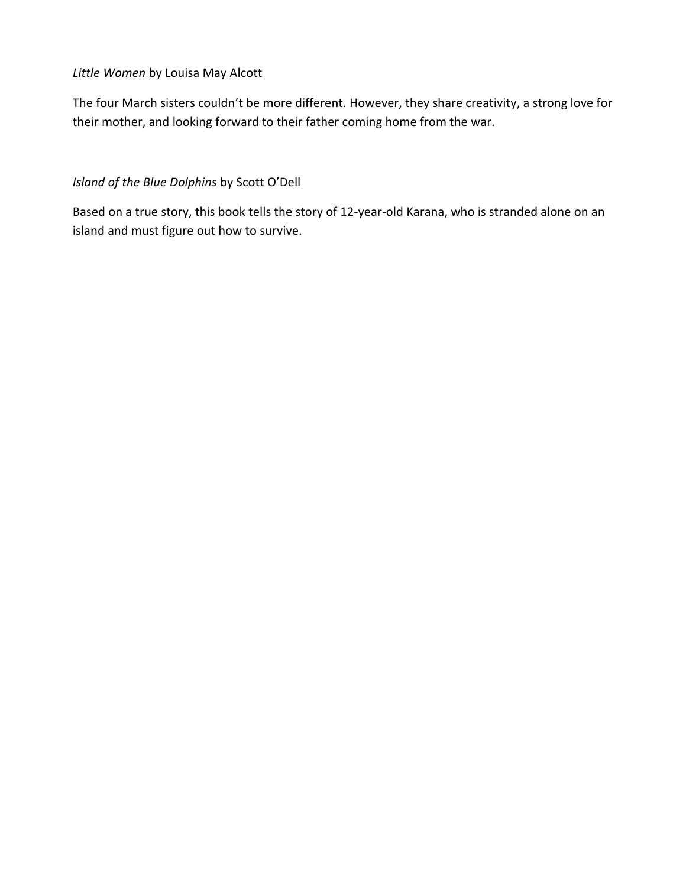*Little Women* by Louisa May Alcott

The four March sisters couldn't be more different. However, they share creativity, a strong love for their mother, and looking forward to their father coming home from the war.

*Island of the Blue Dolphins* by Scott O'Dell

Based on a true story, this book tells the story of 12-year-old Karana, who is stranded alone on an island and must figure out how to survive.